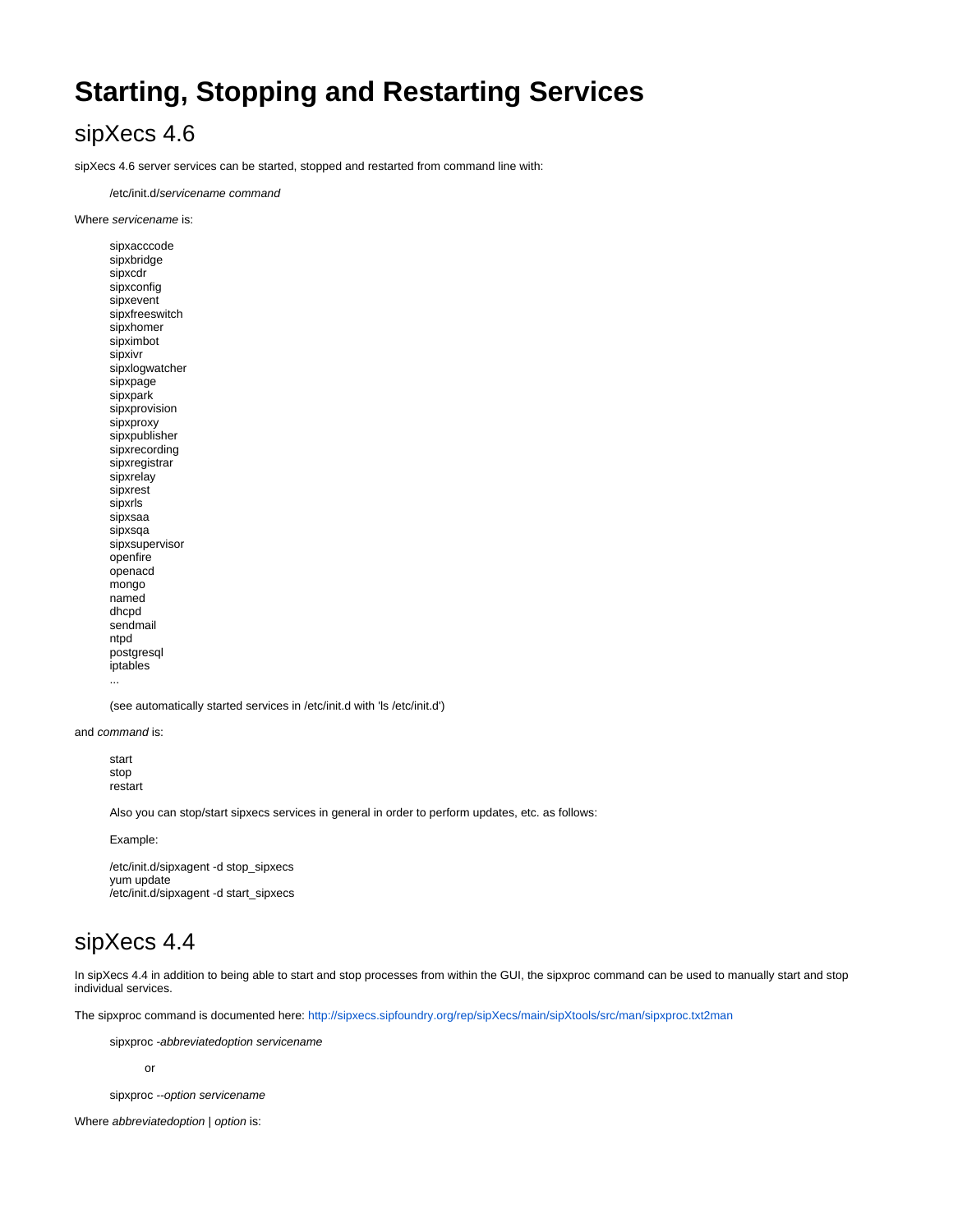# Starting, Stopping and Restarting Services

## sipXecs 4.6

sipXecs 4.6 server services can be started, stopped and restarted from command line with:

> /etc/init.d/*servicename command*

Where *servicename* is:

> sipxacccode
> sipxbridge
> sipxcdr
> sipxconfig
> sipxevent
> sipxfreeswitch
> sipxhomer
> sipximbot
> sipxivr
> sipxlogwatcher
> sipxpage
> sipxpark
> sipxprovision
> sipxproxy
> sipxpublisher
> sipxrecording
> sipxregistrar
> sipxrelay
> sipxrest
> sipxrls
> sipxsaa
> sipxsqa
> sipxsupervisor
> openfire
> openacd
> mongo
> named
> dhcpd
> sendmail
> ntpd
> postgresql
> iptables
> ...
>
> (see automatically started services in /etc/init.d with 'ls /etc/init.d')

and *command* is:

> start
> stop
> restart
>
> Also you can stop/start sipxecs services in general in order to perform updates, etc. as follows:
>
> Example:
>
> /etc/init.d/sipxagent -d stop_sipxecs
> yum update
> /etc/init.d/sipxagent -d start_sipxecs

## sipXecs 4.4

In sipXecs 4.4 in addition to being able to start and stop processes from within the GUI, the sipxproc command can be used to manually start and stop individual services.

The sipxproc command is documented here: http://sipxecs.sipfoundry.org/rep/sipXecs/main/sipXtools/src/man/sipxproc.txt2man

> sipxproc -*abbreviatedoption servicename*
>
> > or
>
> sipxproc --*option servicename*

Where *abbreviatedoption* | *option* is: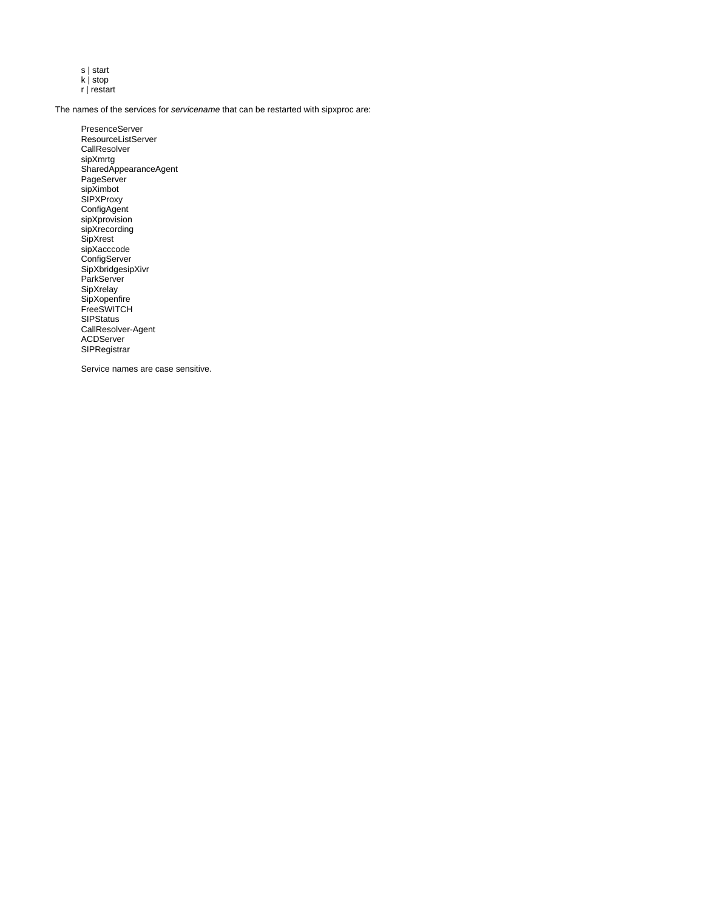s | start
k | stop
r | restart

The names of the services for *servicename* that can be restarted with sipxproc are:

PresenceServer
ResourceListServer
CallResolver
sipXmrtg
SharedAppearanceAgent
PageServer
sipXimbot
SIPXProxy
ConfigAgent
sipXprovision
sipXrecording
SipXrest
sipXacccode
ConfigServer
SipXbridgesipXivr
ParkServer
SipXrelay
SipXopenfire
FreeSWITCH
SIPStatus
CallResolver-Agent
ACDServer
SIPRegistrar

Service names are case sensitive.